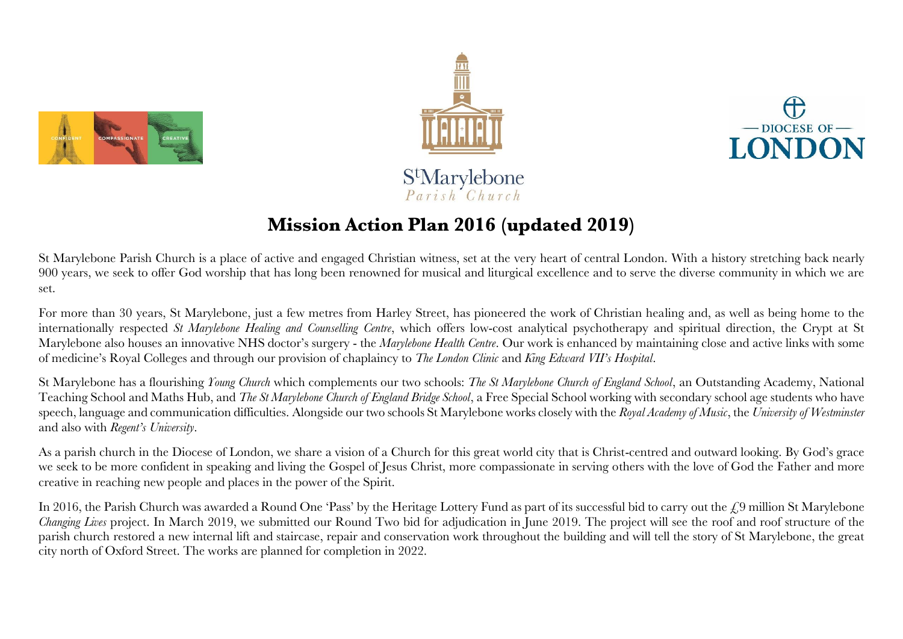# Mission Action Plan 2016 (updated 2019)

St Marylebone Parish Church is a place of active and engaged Christian witness, set at the very heart of central London. With a history stretching back nearly 900 years, we seek to offer God worship that has long been renowned for musical and liturgical excellence and to serve the diverse community in which we are set.

For more than 30 years, St Marylebone, just a few metres from Harley Street, has pioneered the work of Christian healing and, as well as being home to the internationally respected *St Marylebone Healing and Counselling Centre*, which offers low-cost analytical psychotherapy and spiritual direction, the Crypt at St Marylebone also houses an innovative NHS doctor's surgery - the *Marylebone Health Centre*. Our work is enhanced by maintaining close and active links with some of medicine's Royal Colleges and through our provision of chaplaincy to *The London Clinic* and *King Edward VII's Hospital*.

St Marylebone has a flourishing *Young Church* which complements our two schools: *The St Marylebone Church of England School*, an Outstanding Academy, National Teaching School and Maths Hub, and *The St Marylebone Church of England Bridge School*, a Free Special School working with secondary school age students who have speech, language and communication difficulties. Alongside our two schools St Marylebone works closely with the *Royal Academy of Music*, the *University of Westminster* and also with *Regent's University*.

As a parish church in the Diocese of London, we share a vision of a Church for this great world city that is Christ-centred and outward looking. By God's grace we seek to be more confident in speaking and living the Gospel of Jesus Christ, more compassionate in serving others with the love of God the Father and more creative in reaching new people and places in the power of the Spirit.

In 2016, the Parish Church was awarded a Round One 'Pass' by the Heritage Lottery Fund as part of its successful bid to carry out the £9 million St Marylebone *Changing Lives* project. In March 2019, we submitted our Round Two bid for adjudication in June 2019. The project will see the roof and roof structure of the parish church restored a new internal lift and staircase, repair and conservation work throughout the building and will tell the story of St Marylebone, the great city north of Oxford Street. The works are planned for completion in 2022.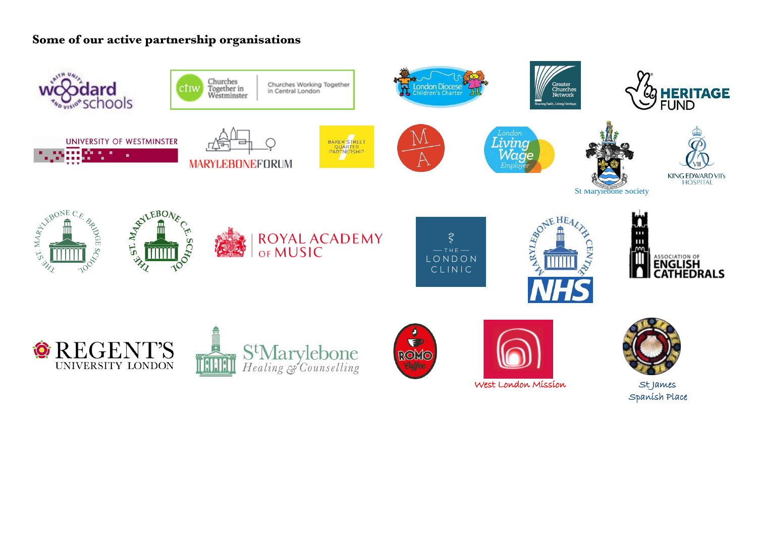**Some of our active partnership organisations**

St Marylebone Society

West London Mission

St James
Spanish Place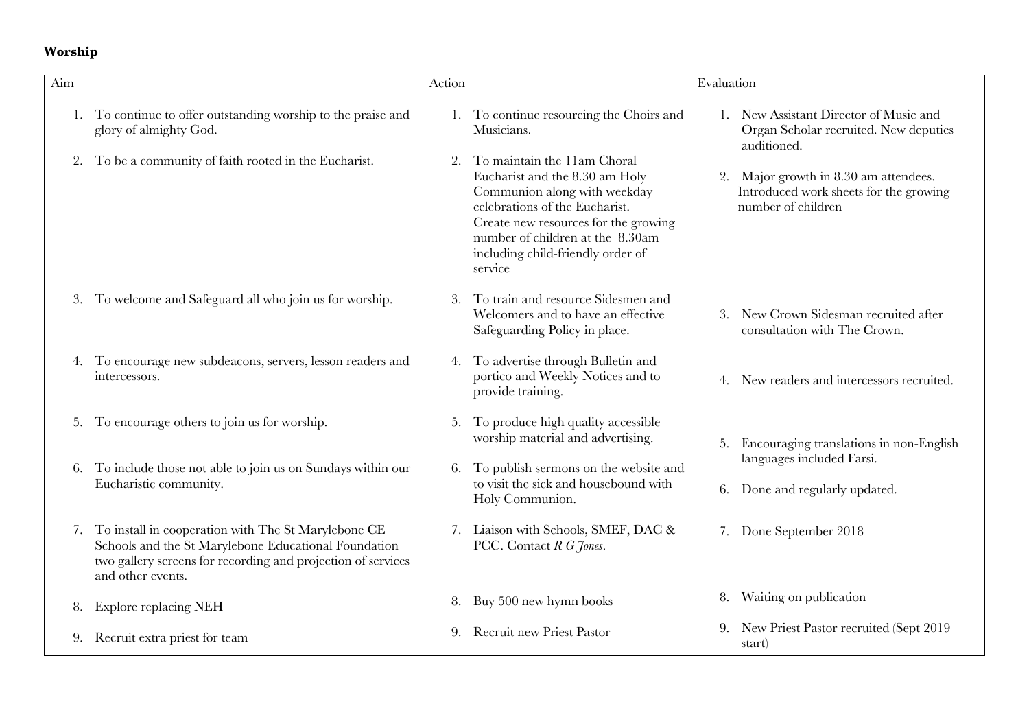**Worship**

| Aim | Action | Evaluation |
|---|---|---|
| 1. To continue to offer outstanding worship to the praise and glory of almighty God. | 1. To continue resourcing the Choirs and Musicians. | 1. New Assistant Director of Music and Organ Scholar recruited. New deputies auditioned. |
| 2. To be a community of faith rooted in the Eucharist. | 2. To maintain the 11am Choral Eucharist and the 8.30 am Holy Communion along with weekday celebrations of the Eucharist. Create new resources for the growing number of children at the 8.30am including child-friendly order of service | 2. Major growth in 8.30 am attendees. Introduced work sheets for the growing number of children |
| 3. To welcome and Safeguard all who join us for worship. | 3. To train and resource Sidesmen and Welcomers and to have an effective Safeguarding Policy in place. | 3. New Crown Sidesman recruited after consultation with The Crown. |
| 4. To encourage new subdeacons, servers, lesson readers and intercessors. | 4. To advertise through Bulletin and portico and Weekly Notices and to provide training. | 4. New readers and intercessors recruited. |
| 5. To encourage others to join us for worship. | 5. To produce high quality accessible worship material and advertising. | 5. Encouraging translations in non-English languages included Farsi. |
| 6. To include those not able to join us on Sundays within our Eucharistic community. | 6. To publish sermons on the website and to visit the sick and housebound with Holy Communion. | 6. Done and regularly updated. |
| 7. To install in cooperation with The St Marylebone CE Schools and the St Marylebone Educational Foundation two gallery screens for recording and projection of services and other events. | 7. Liaison with Schools, SMEF, DAC & PCC. Contact *R G Jones*. | 7. Done September 2018 |
| 8. Explore replacing NEH | 8. Buy 500 new hymn books | 8. Waiting on publication |
| 9. Recruit extra priest for team | 9. Recruit new Priest Pastor | 9. New Priest Pastor recruited (Sept 2019 start) |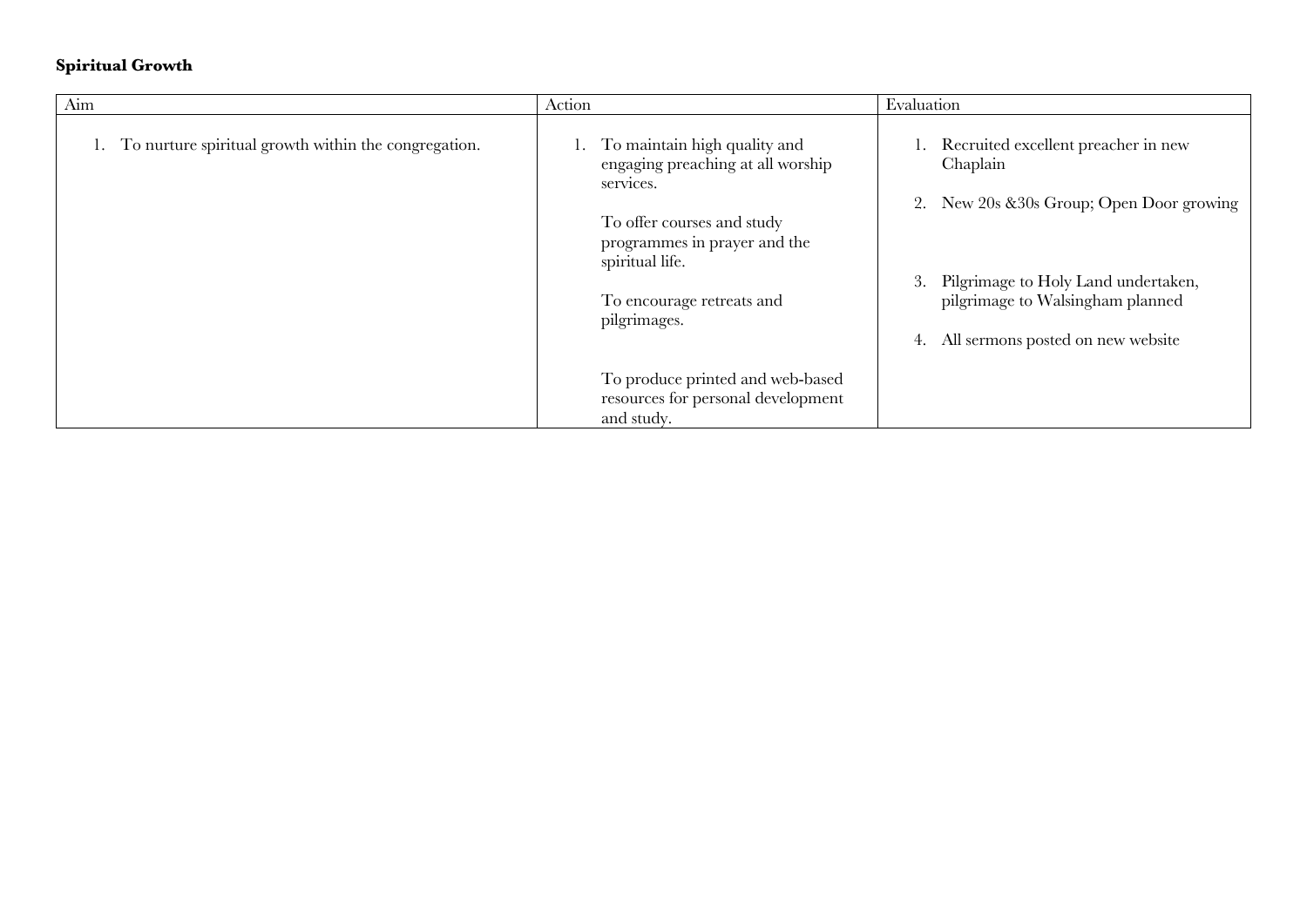**Spiritual Growth**

| Aim | Action | Evaluation |
| --- | --- | --- |
| 1. To nurture spiritual growth within the congregation. | 1. To maintain high quality and engaging preaching at all worship services.<br><br>To offer courses and study programmes in prayer and the spiritual life.<br><br>To encourage retreats and pilgrimages.<br><br>To produce printed and web-based resources for personal development and study. | 1. Recruited excellent preacher in new Chaplain<br><br>2. New 20s &30s Group; Open Door growing<br><br>3. Pilgrimage to Holy Land undertaken, pilgrimage to Walsingham planned<br><br>4. All sermons posted on new website |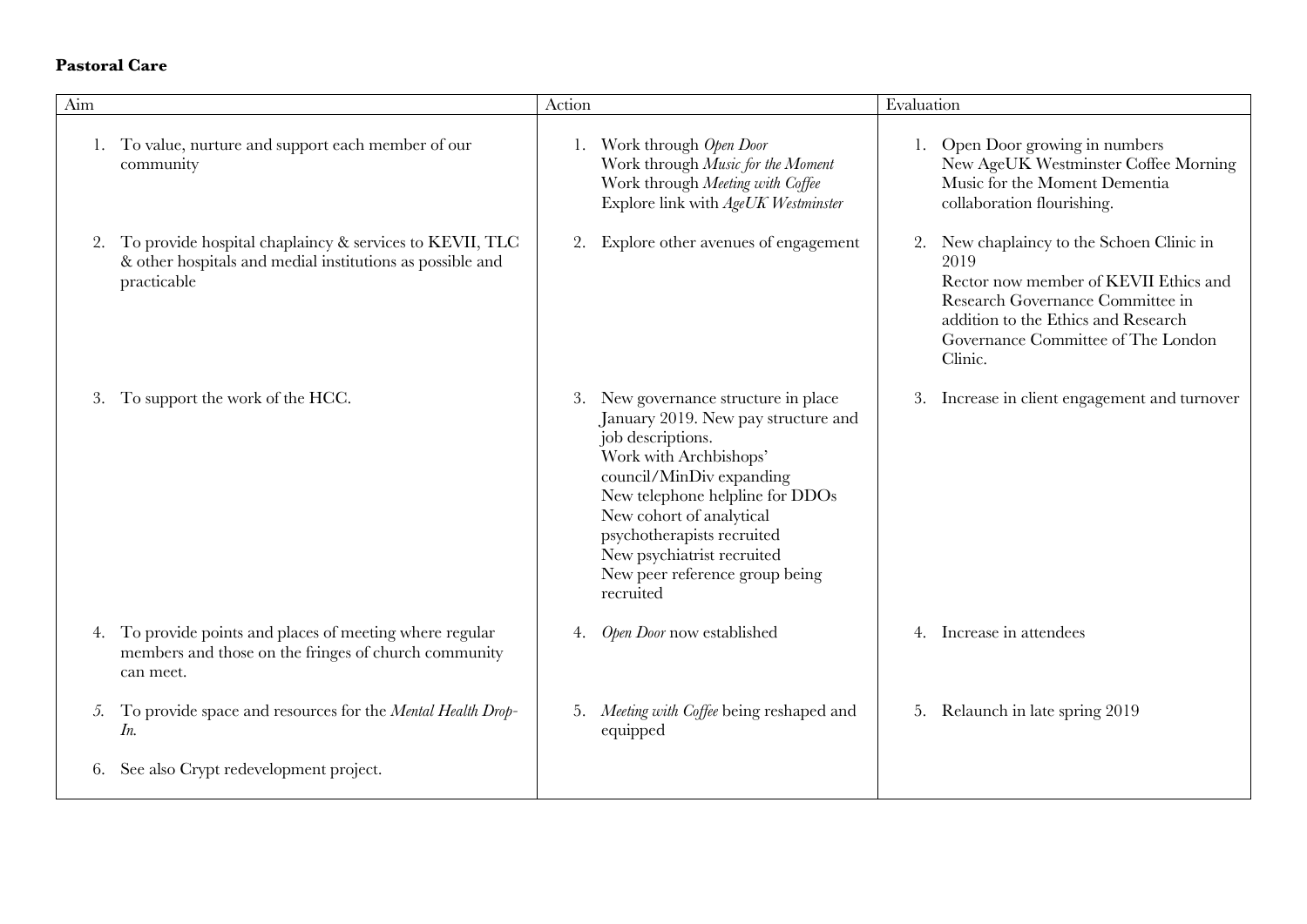**Pastoral Care**

| Aim | Action | Evaluation |
| --- | --- | --- |
| 1. To value, nurture and support each member of our community | 1. Work through *Open Door*<br>Work through *Music for the Moment*<br>Work through *Meeting with Coffee*<br>Explore link with *AgeUK Westminster* | 1. Open Door growing in numbers<br>New AgeUK Westminster Coffee Morning<br>Music for the Moment Dementia collaboration flourishing. |
| 2. To provide hospital chaplaincy & services to KEVII, TLC & other hospitals and medial institutions as possible and practicable | 2. Explore other avenues of engagement | 2. New chaplaincy to the Schoen Clinic in 2019<br>Rector now member of KEVII Ethics and Research Governance Committee in addition to the Ethics and Research Governance Committee of The London Clinic. |
| 3. To support the work of the HCC. | 3. New governance structure in place January 2019. New pay structure and job descriptions.<br>Work with Archbishops' council/MinDiv expanding<br>New telephone helpline for DDOs<br>New cohort of analytical psychotherapists recruited<br>New psychiatrist recruited<br>New peer reference group being recruited | 3. Increase in client engagement and turnover |
| 4. To provide points and places of meeting where regular members and those on the fringes of church community can meet. | 4. *Open Door* now established | 4. Increase in attendees |
| *5.* To provide space and resources for the *Mental Health Drop-In.* | 5. *Meeting with Coffee* being reshaped and equipped | 5. Relaunch in late spring 2019 |
| 6. See also Crypt redevelopment project. | | |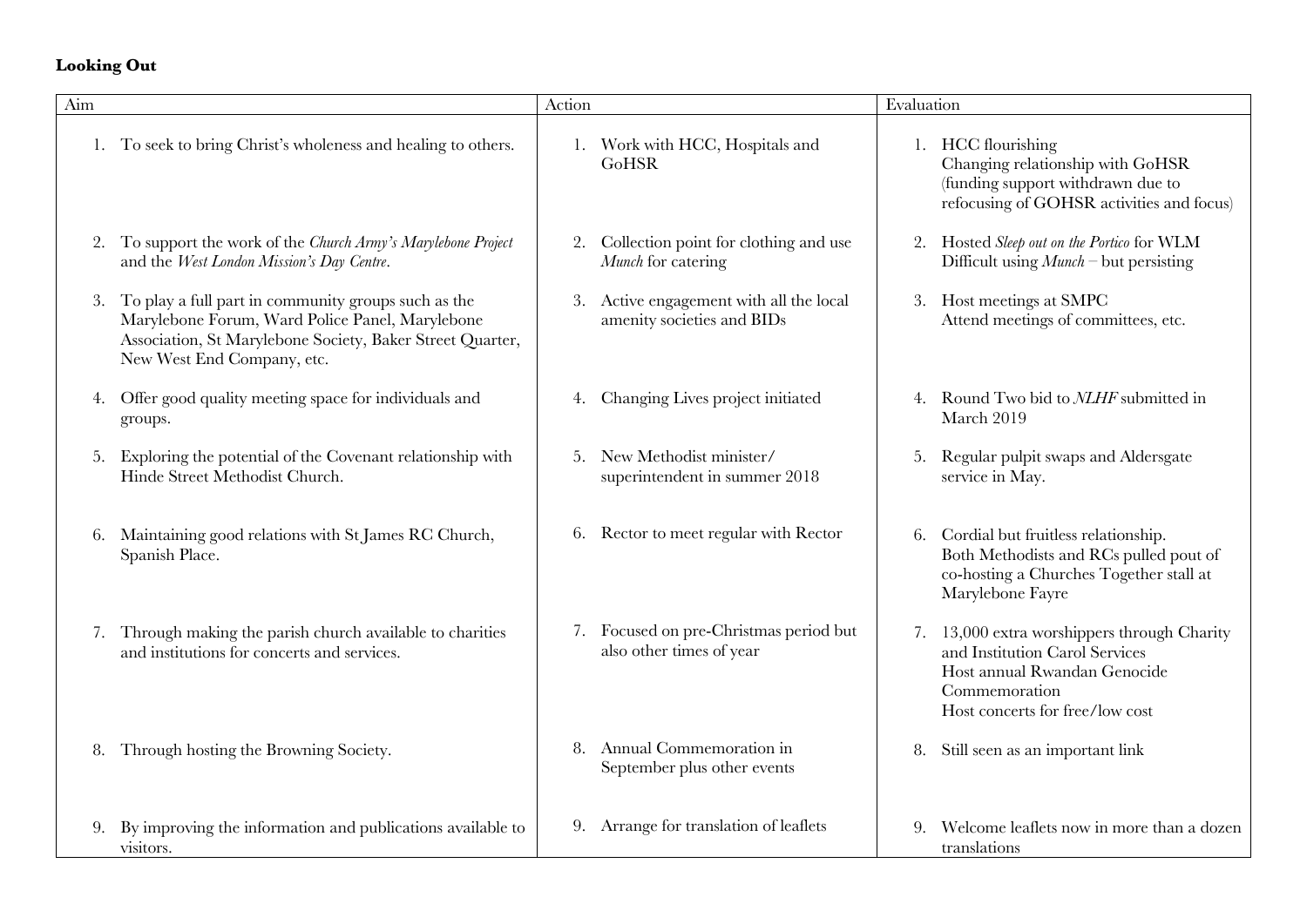**Looking Out**

| Aim | Action | Evaluation |
|---|---|---|
| 1. To seek to bring Christ's wholeness and healing to others. | 1. Work with HCC, Hospitals and GoHSR | 1. HCC flourishing<br>Changing relationship with GoHSR (funding support withdrawn due to refocusing of GOHSR activities and focus) |
| 2. To support the work of the *Church Army's Marylebone Project* and the *West London Mission's Day Centre*. | 2. Collection point for clothing and use *Munch* for catering | 2. Hosted *Sleep out on the Portico* for WLM<br>Difficult using *Munch* – but persisting |
| 3. To play a full part in community groups such as the Marylebone Forum, Ward Police Panel, Marylebone Association, St Marylebone Society, Baker Street Quarter, New West End Company, etc. | 3. Active engagement with all the local amenity societies and BIDs | 3. Host meetings at SMPC<br>Attend meetings of committees, etc. |
| 4. Offer good quality meeting space for individuals and groups. | 4. Changing Lives project initiated | 4. Round Two bid to *NLHF* submitted in March 2019 |
| 5. Exploring the potential of the Covenant relationship with Hinde Street Methodist Church. | 5. New Methodist minister/ superintendent in summer 2018 | 5. Regular pulpit swaps and Aldersgate service in May. |
| 6. Maintaining good relations with St James RC Church, Spanish Place. | 6. Rector to meet regular with Rector | 6. Cordial but fruitless relationship.<br>Both Methodists and RCs pulled pout of co-hosting a Churches Together stall at Marylebone Fayre |
| 7. Through making the parish church available to charities and institutions for concerts and services. | 7. Focused on pre-Christmas period but also other times of year | 7. 13,000 extra worshippers through Charity and Institution Carol Services<br>Host annual Rwandan Genocide Commemoration<br>Host concerts for free/low cost |
| 8. Through hosting the Browning Society. | 8. Annual Commemoration in September plus other events | 8. Still seen as an important link |
| 9. By improving the information and publications available to visitors. | 9. Arrange for translation of leaflets | 9. Welcome leaflets now in more than a dozen translations |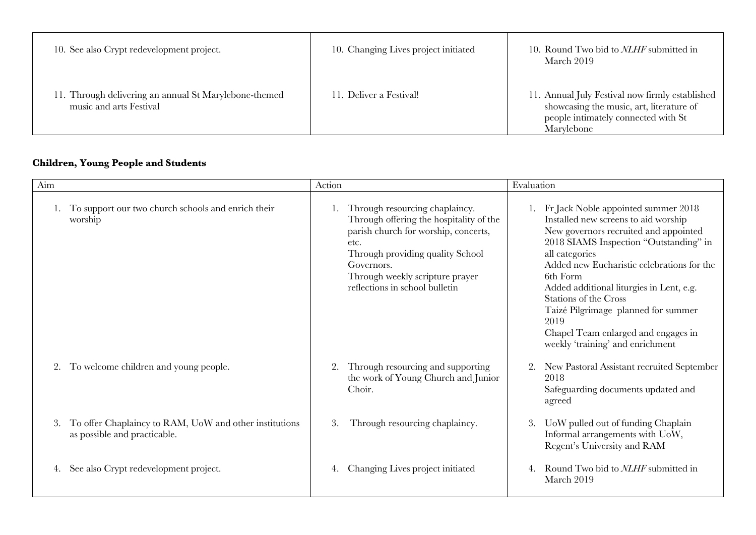| | | |
|---|---|---|
| 10. See also Crypt redevelopment project. | 10. Changing Lives project initiated | 10. Round Two bid to *NLHF* submitted in March 2019 |
| 11. Through delivering an annual St Marylebone-themed music and arts Festival | 11. Deliver a Festival! | 11. Annual July Festival now firmly established showcasing the music, art, literature of people intimately connected with St Marylebone |

**Children, Young People and Students**

| Aim | Action | Evaluation |
|---|---|---|
| 1. To support our two church schools and enrich their worship | 1. Through resourcing chaplaincy.<br>Through offering the hospitality of the parish church for worship, concerts, etc.<br>Through providing quality School Governors.<br>Through weekly scripture prayer reflections in school bulletin | 1. Fr Jack Noble appointed summer 2018<br>Installed new screens to aid worship<br>New governors recruited and appointed<br>2018 SIAMS Inspection "Outstanding" in all categories<br>Added new Eucharistic celebrations for the 6th Form<br>Added additional liturgies in Lent, e.g. Stations of the Cross<br>Taizé Pilgrimage planned for summer 2019<br>Chapel Team enlarged and engages in weekly 'training' and enrichment |
| 2. To welcome children and young people. | 2. Through resourcing and supporting the work of Young Church and Junior Choir. | 2. New Pastoral Assistant recruited September 2018<br>Safeguarding documents updated and agreed |
| 3. To offer Chaplaincy to RAM, UoW and other institutions as possible and practicable. | 3. Through resourcing chaplaincy. | 3. UoW pulled out of funding Chaplain<br>Informal arrangements with UoW, Regent's University and RAM |
| 4. See also Crypt redevelopment project. | 4. Changing Lives project initiated | 4. Round Two bid to *NLHF* submitted in March 2019 |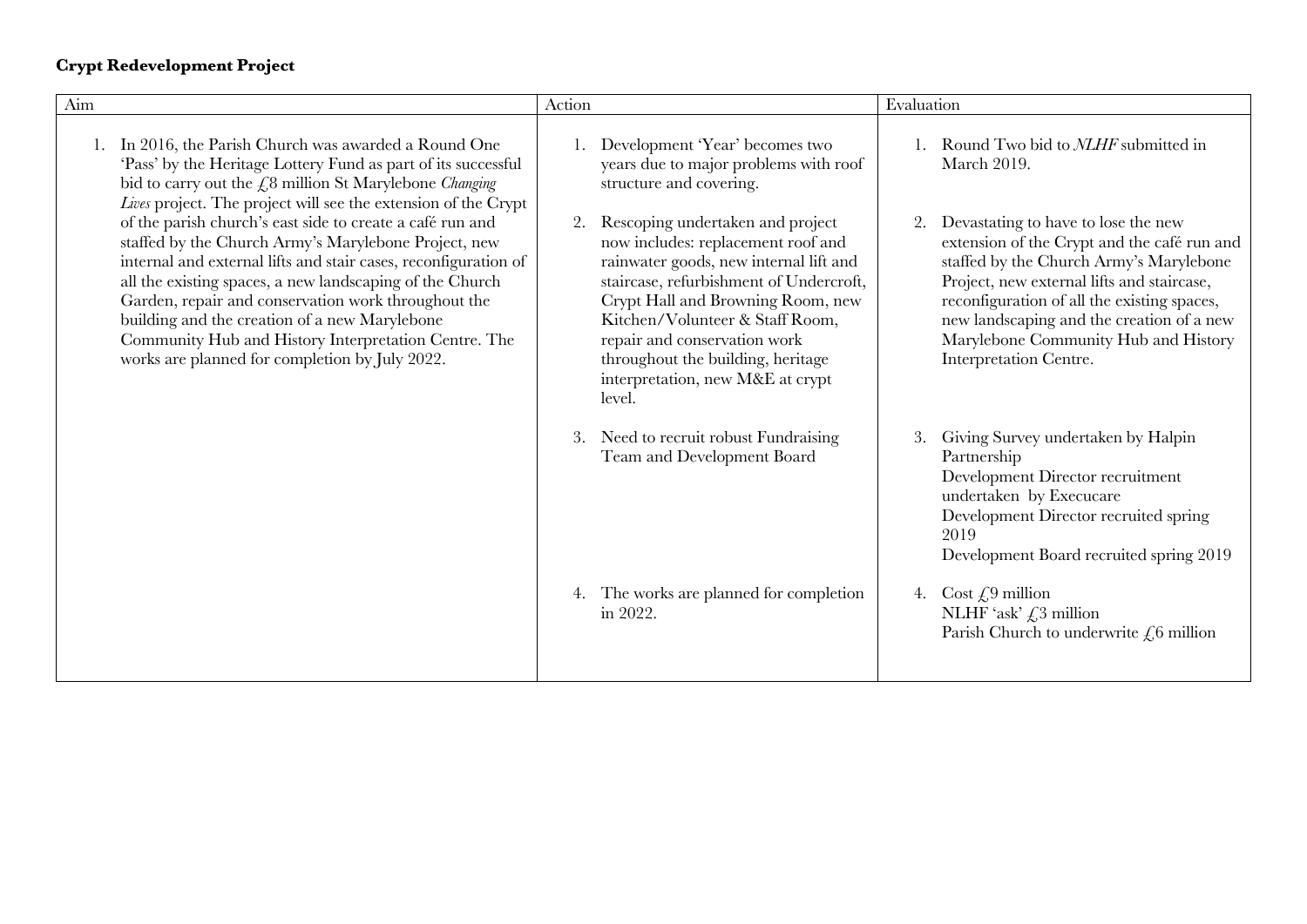**Crypt Redevelopment Project**

| Aim | Action | Evaluation |
|---|---|---|
| 1. In 2016, the Parish Church was awarded a Round One 'Pass' by the Heritage Lottery Fund as part of its successful bid to carry out the £8 million St Marylebone *Changing Lives* project. The project will see the extension of the Crypt of the parish church's east side to create a café run and staffed by the Church Army's Marylebone Project, new internal and external lifts and stair cases, reconfiguration of all the existing spaces, a new landscaping of the Church Garden, repair and conservation work throughout the building and the creation of a new Marylebone Community Hub and History Interpretation Centre. The works are planned for completion by July 2022. | 1. Development 'Year' becomes two years due to major problems with roof structure and covering. | 1. Round Two bid to *NLHF* submitted in March 2019. |
| | 2. Rescoping undertaken and project now includes: replacement roof and rainwater goods, new internal lift and staircase, refurbishment of Undercroft, Crypt Hall and Browning Room, new Kitchen/Volunteer & Staff Room, repair and conservation work throughout the building, heritage interpretation, new M&E at crypt level. | 2. Devastating to have to lose the new extension of the Crypt and the café run and staffed by the Church Army's Marylebone Project, new external lifts and staircase, reconfiguration of all the existing spaces, new landscaping and the creation of a new Marylebone Community Hub and History Interpretation Centre. |
| | 3. Need to recruit robust Fundraising Team and Development Board | 3. Giving Survey undertaken by Halpin Partnership<br>Development Director recruitment undertaken by Execucare<br>Development Director recruited spring 2019<br>Development Board recruited spring 2019 |
| | 4. The works are planned for completion in 2022. | 4. Cost £9 million<br>NLHF 'ask' £3 million<br>Parish Church to underwrite £6 million |